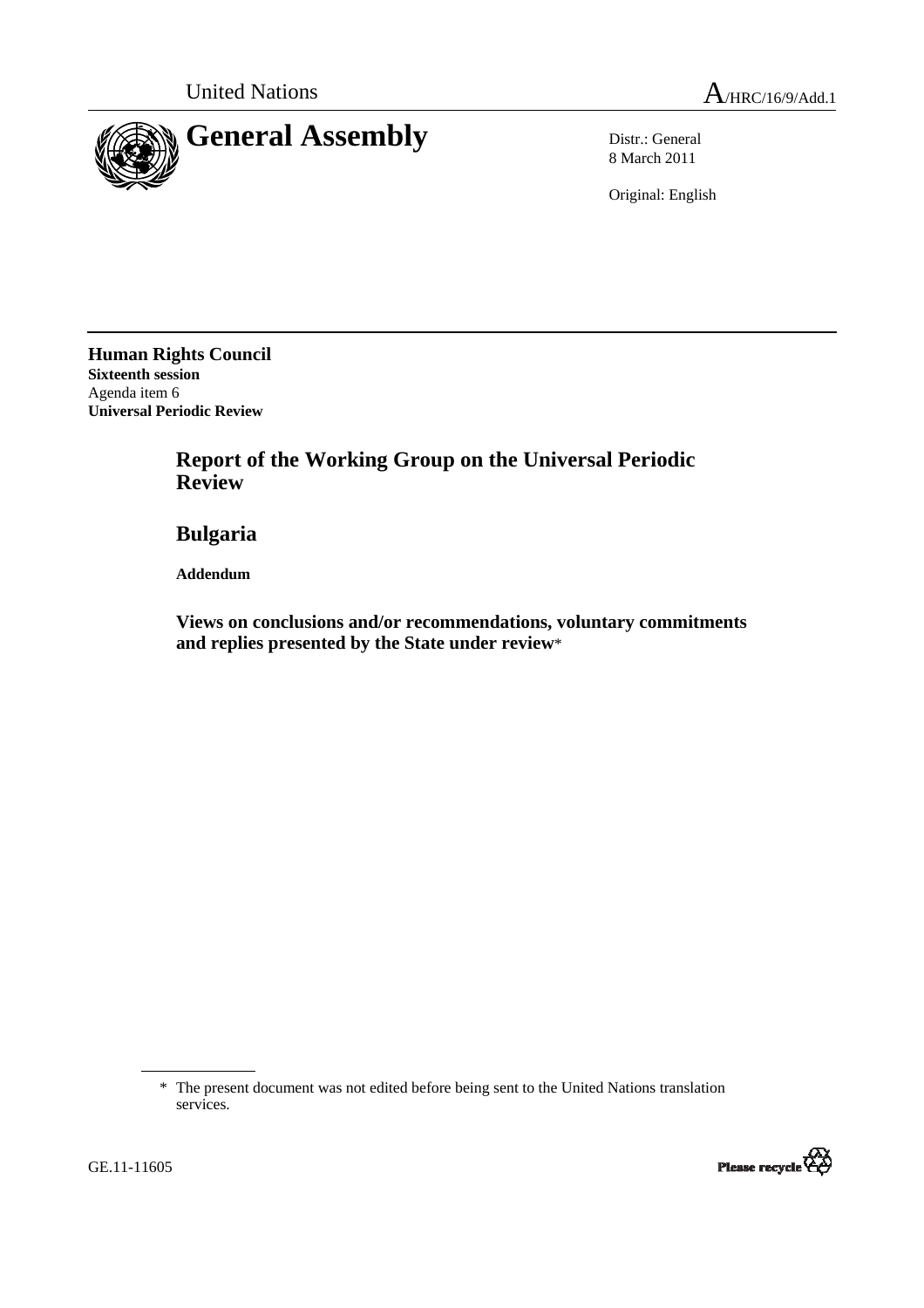United Nations A/HRC/16/9/Add.1

# General Assembly

Distr.: General
8 March 2011

Original: English

**Human Rights Council**
**Sixteenth session**
Agenda item 6
**Universal Periodic Review**

## Report of the Working Group on the Universal Periodic Review

## Bulgaria

**Addendum**

### Views on conclusions and/or recommendations, voluntary commitments and replies presented by the State under review*

---

\* The present document was not edited before being sent to the United Nations translation services.

GE.11-11605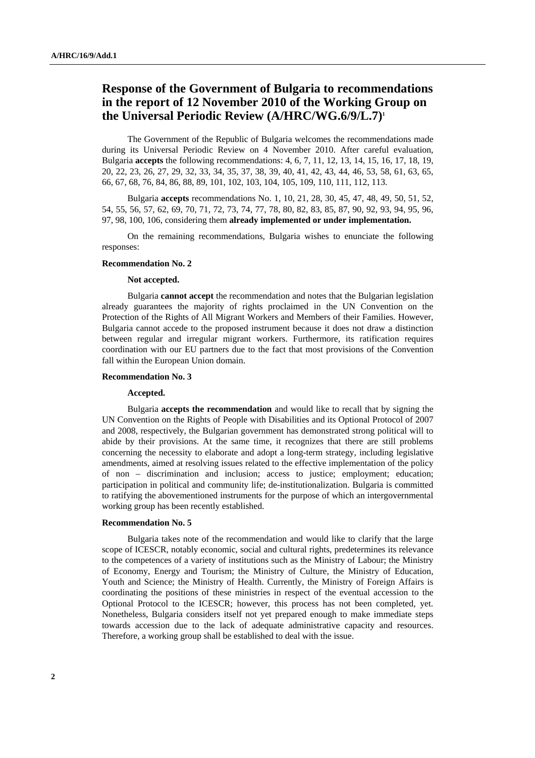# Response of the Government of Bulgaria to recommendations in the report of 12 November 2010 of the Working Group on the Universal Periodic Review (A/HRC/WG.6/9/L.7)[1]

The Government of the Republic of Bulgaria welcomes the recommendations made during its Universal Periodic Review on 4 November 2010. After careful evaluation, Bulgaria **accepts** the following recommendations: 4, 6, 7, 11, 12, 13, 14, 15, 16, 17, 18, 19, 20, 22, 23, 26, 27, 29, 32, 33, 34, 35, 37, 38, 39, 40, 41, 42, 43, 44, 46, 53, 58, 61, 63, 65, 66, 67, 68, 76, 84, 86, 88, 89, 101, 102, 103, 104, 105, 109, 110, 111, 112, 113.

Bulgaria **accepts** recommendations No. 1, 10, 21, 28, 30, 45, 47, 48, 49, 50, 51, 52, 54, 55, 56, 57, 62, 69, 70, 71, 72, 73, 74, 77, 78, 80, 82, 83, 85, 87, 90, 92, 93, 94, 95, 96, 97, 98, 100, 106, considering them **already implemented or under implementation.**

On the remaining recommendations, Bulgaria wishes to enunciate the following responses:

### Recommendation No. 2

**Not accepted.**

Bulgaria **cannot accept** the recommendation and notes that the Bulgarian legislation already guarantees the majority of rights proclaimed in the UN Convention on the Protection of the Rights of All Migrant Workers and Members of their Families. However, Bulgaria cannot accede to the proposed instrument because it does not draw a distinction between regular and irregular migrant workers. Furthermore, its ratification requires coordination with our EU partners due to the fact that most provisions of the Convention fall within the European Union domain.

### Recommendation No. 3

**Accepted.**

Bulgaria **accepts the recommendation** and would like to recall that by signing the UN Convention on the Rights of People with Disabilities and its Optional Protocol of 2007 and 2008, respectively, the Bulgarian government has demonstrated strong political will to abide by their provisions. At the same time, it recognizes that there are still problems concerning the necessity to elaborate and adopt a long-term strategy, including legislative amendments, aimed at resolving issues related to the effective implementation of the policy of non – discrimination and inclusion; access to justice; employment; education; participation in political and community life; de-institutionalization. Bulgaria is committed to ratifying the abovementioned instruments for the purpose of which an intergovernmental working group has been recently established.

### Recommendation No. 5

Bulgaria takes note of the recommendation and would like to clarify that the large scope of ICESCR, notably economic, social and cultural rights, predetermines its relevance to the competences of a variety of institutions such as the Ministry of Labour; the Ministry of Economy, Energy and Tourism; the Ministry of Culture, the Ministry of Education, Youth and Science; the Ministry of Health. Currently, the Ministry of Foreign Affairs is coordinating the positions of these ministries in respect of the eventual accession to the Optional Protocol to the ICESCR; however, this process has not been completed, yet. Nonetheless, Bulgaria considers itself not yet prepared enough to make immediate steps towards accession due to the lack of adequate administrative capacity and resources. Therefore, a working group shall be established to deal with the issue.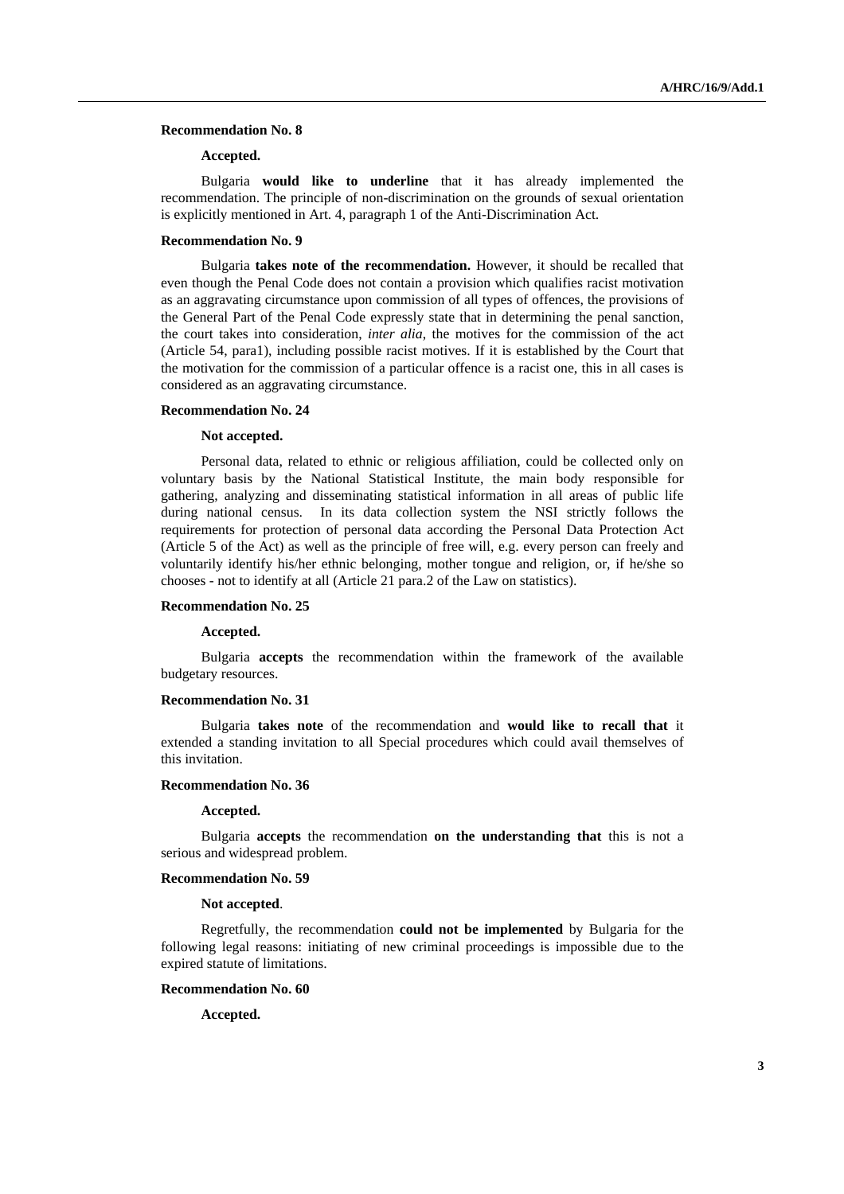**Recommendation No. 8**

**Accepted.**

Bulgaria **would like to underline** that it has already implemented the recommendation. The principle of non-discrimination on the grounds of sexual orientation is explicitly mentioned in Art. 4, paragraph 1 of the Anti-Discrimination Act.

**Recommendation No. 9**

Bulgaria **takes note of the recommendation.** However, it should be recalled that even though the Penal Code does not contain a provision which qualifies racist motivation as an aggravating circumstance upon commission of all types of offences, the provisions of the General Part of the Penal Code expressly state that in determining the penal sanction, the court takes into consideration, *inter alia*, the motives for the commission of the act (Article 54, para1), including possible racist motives. If it is established by the Court that the motivation for the commission of a particular offence is a racist one, this in all cases is considered as an aggravating circumstance.

**Recommendation No. 24**

**Not accepted.**

Personal data, related to ethnic or religious affiliation, could be collected only on voluntary basis by the National Statistical Institute, the main body responsible for gathering, analyzing and disseminating statistical information in all areas of public life during national census. In its data collection system the NSI strictly follows the requirements for protection of personal data according the Personal Data Protection Act (Article 5 of the Act) as well as the principle of free will, e.g. every person can freely and voluntarily identify his/her ethnic belonging, mother tongue and religion, or, if he/she so chooses - not to identify at all (Article 21 para.2 of the Law on statistics).

**Recommendation No. 25**

**Accepted.**

Bulgaria **accepts** the recommendation within the framework of the available budgetary resources.

**Recommendation No. 31**

Bulgaria **takes note** of the recommendation and **would like to recall that** it extended a standing invitation to all Special procedures which could avail themselves of this invitation.

**Recommendation No. 36**

**Accepted.**

Bulgaria **accepts** the recommendation **on the understanding that** this is not a serious and widespread problem.

**Recommendation No. 59**

**Not accepted**.

Regretfully, the recommendation **could not be implemented** by Bulgaria for the following legal reasons: initiating of new criminal proceedings is impossible due to the expired statute of limitations.

**Recommendation No. 60**

**Accepted.**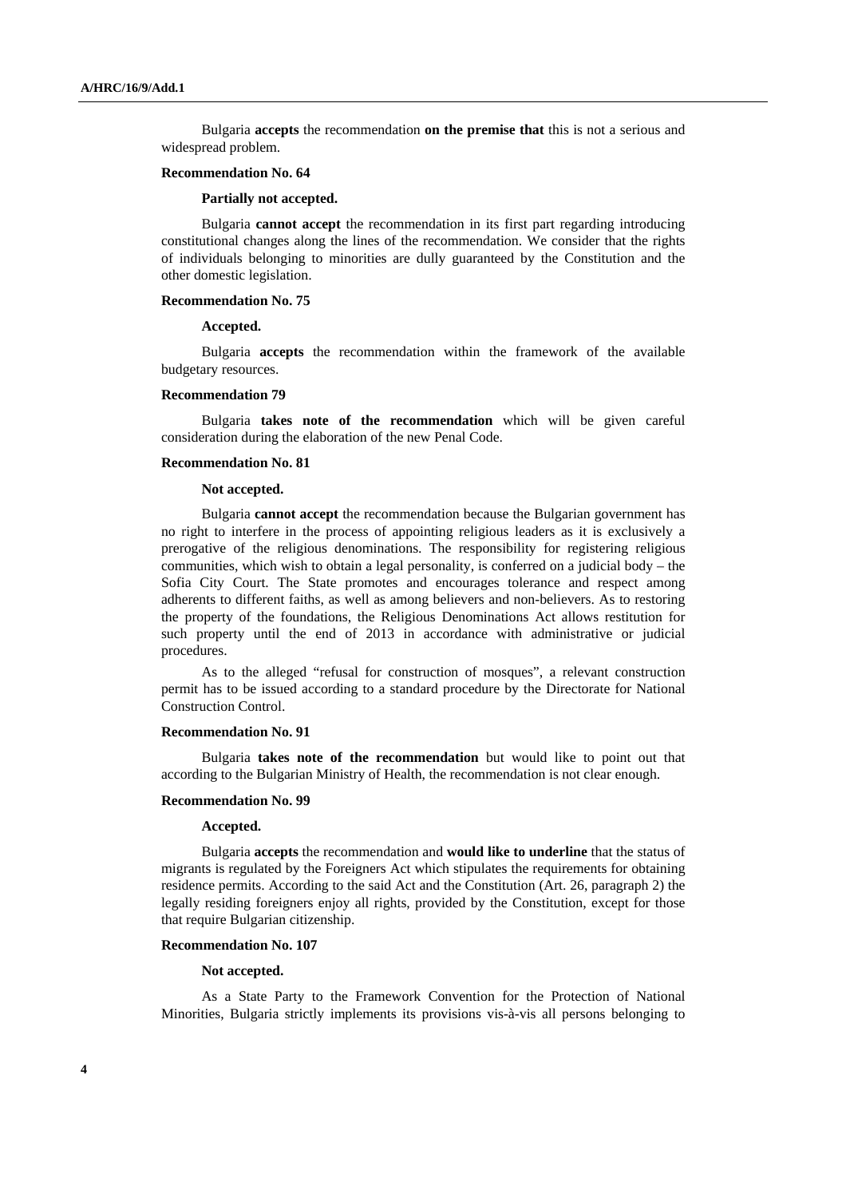Bulgaria **accepts** the recommendation **on the premise that** this is not a serious and widespread problem.

**Recommendation No. 64**

**Partially not accepted.**

Bulgaria **cannot accept** the recommendation in its first part regarding introducing constitutional changes along the lines of the recommendation. We consider that the rights of individuals belonging to minorities are dully guaranteed by the Constitution and the other domestic legislation.

**Recommendation No. 75**

**Accepted.**

Bulgaria **accepts** the recommendation within the framework of the available budgetary resources.

**Recommendation 79**

Bulgaria **takes note of the recommendation** which will be given careful consideration during the elaboration of the new Penal Code.

**Recommendation No. 81**

**Not accepted.**

Bulgaria **cannot accept** the recommendation because the Bulgarian government has no right to interfere in the process of appointing religious leaders as it is exclusively a prerogative of the religious denominations. The responsibility for registering religious communities, which wish to obtain a legal personality, is conferred on a judicial body – the Sofia City Court. The State promotes and encourages tolerance and respect among adherents to different faiths, as well as among believers and non-believers. As to restoring the property of the foundations, the Religious Denominations Act allows restitution for such property until the end of 2013 in accordance with administrative or judicial procedures.

As to the alleged "refusal for construction of mosques", a relevant construction permit has to be issued according to a standard procedure by the Directorate for National Construction Control.

**Recommendation No. 91**

Bulgaria **takes note of the recommendation** but would like to point out that according to the Bulgarian Ministry of Health, the recommendation is not clear enough.

**Recommendation No. 99**

**Accepted.**

Bulgaria **accepts** the recommendation and **would like to underline** that the status of migrants is regulated by the Foreigners Act which stipulates the requirements for obtaining residence permits. According to the said Act and the Constitution (Art. 26, paragraph 2) the legally residing foreigners enjoy all rights, provided by the Constitution, except for those that require Bulgarian citizenship.

**Recommendation No. 107**

**Not accepted.**

As a State Party to the Framework Convention for the Protection of National Minorities, Bulgaria strictly implements its provisions vis-à-vis all persons belonging to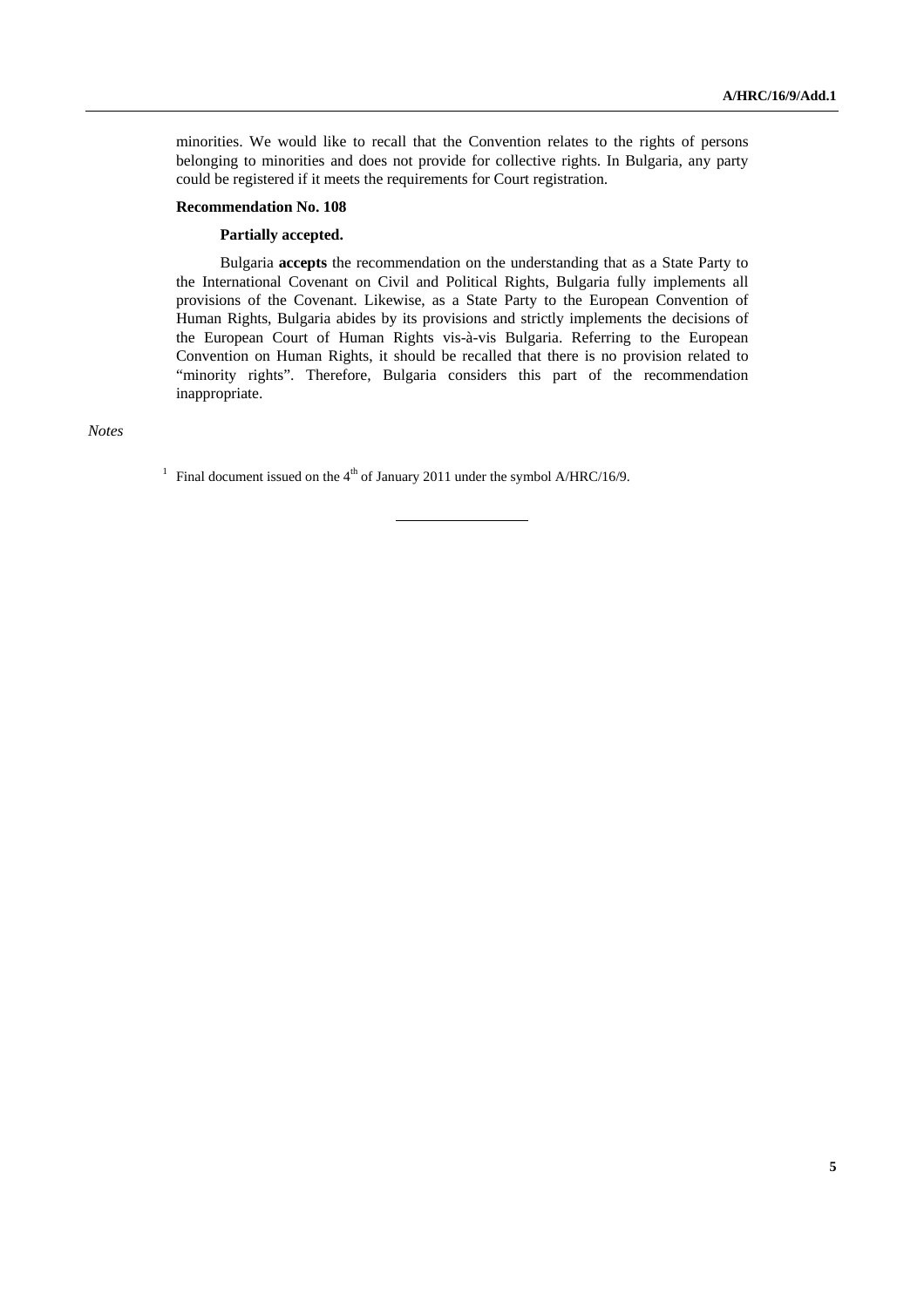minorities. We would like to recall that the Convention relates to the rights of persons belonging to minorities and does not provide for collective rights. In Bulgaria, any party could be registered if it meets the requirements for Court registration.

**Recommendation No. 108**

**Partially accepted.**

Bulgaria **accepts** the recommendation on the understanding that as a State Party to the International Covenant on Civil and Political Rights, Bulgaria fully implements all provisions of the Covenant. Likewise, as a State Party to the European Convention of Human Rights, Bulgaria abides by its provisions and strictly implements the decisions of the European Court of Human Rights vis-à-vis Bulgaria. Referring to the European Convention on Human Rights, it should be recalled that there is no provision related to "minority rights". Therefore, Bulgaria considers this part of the recommendation inappropriate.

*Notes*

[1] Final document issued on the 4th of January 2011 under the symbol A/HRC/16/9.